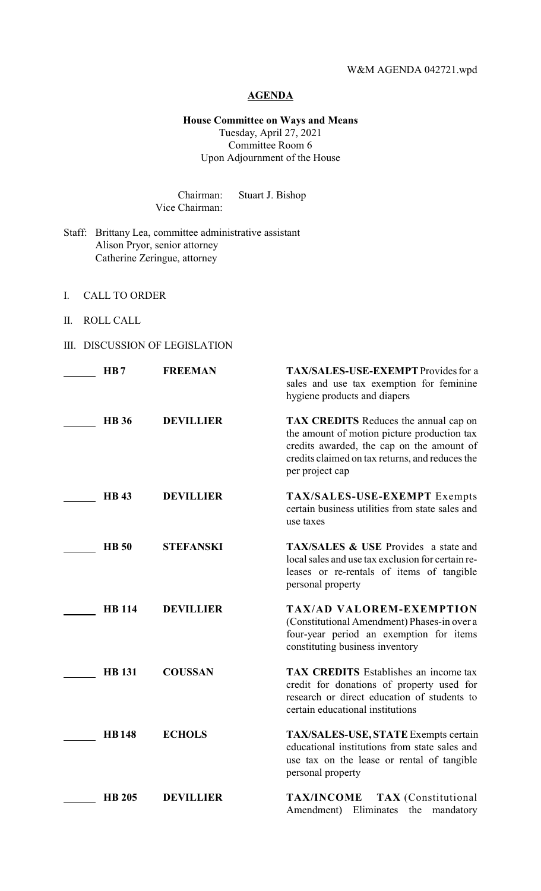W&M AGENDA 042721.wpd

# AGENDA

**House Committee on Ways and Means**
Tuesday, April 27, 2021
Committee Room 6
Upon Adjournment of the House

Chairman: Stuart J. Bishop
Vice Chairman:

Staff: Brittany Lea, committee administrative assistant
Alison Pryor, senior attorney
Catherine Zeringue, attorney

I. CALL TO ORDER

II. ROLL CALL

III. DISCUSSION OF LEGISLATION

| | Bill | Author | Description |
|---|---|---|---|
| ______ | **HB 7** | **FREEMAN** | **TAX/SALES-USE-EXEMPT** Provides for a sales and use tax exemption for feminine hygiene products and diapers |
| ______ | **HB 36** | **DEVILLIER** | **TAX CREDITS** Reduces the annual cap on the amount of motion picture production tax credits awarded, the cap on the amount of credits claimed on tax returns, and reduces the per project cap |
| ______ | **HB 43** | **DEVILLIER** | **TAX/SALES-USE-EXEMPT** Exempts certain business utilities from state sales and use taxes |
| ______ | **HB 50** | **STEFANSKI** | **TAX/SALES & USE** Provides a state and local sales and use tax exclusion for certain re-leases or re-rentals of items of tangible personal property |
| ______ | **HB 114** | **DEVILLIER** | **TAX/AD VALOREM-EXEMPTION** (Constitutional Amendment) Phases-in over a four-year period an exemption for items constituting business inventory |
| ______ | **HB 131** | **COUSSAN** | **TAX CREDITS** Establishes an income tax credit for donations of property used for research or direct education of students to certain educational institutions |
| ______ | **HB 148** | **ECHOLS** | **TAX/SALES-USE, STATE** Exempts certain educational institutions from state sales and use tax on the lease or rental of tangible personal property |
| ______ | **HB 205** | **DEVILLIER** | **TAX/INCOME TAX** (Constitutional Amendment) Eliminates the mandatory |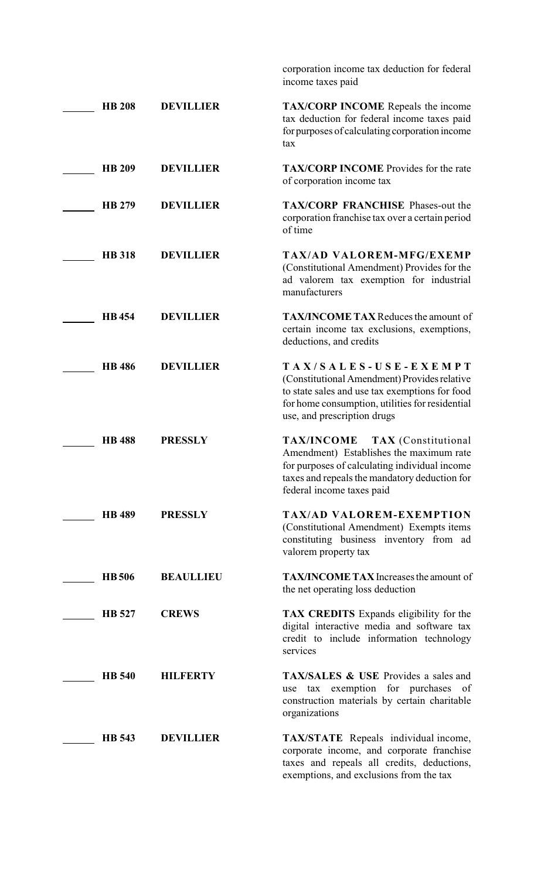corporation income tax deduction for federal income taxes paid

| | Bill | Author | Description |
|---|---|---|---|
| ______ | **HB 208** | **DEVILLIER** | **TAX/CORP INCOME** Repeals the income tax deduction for federal income taxes paid for purposes of calculating corporation income tax |
| ______ | **HB 209** | **DEVILLIER** | **TAX/CORP INCOME** Provides for the rate of corporation income tax |
| ______ | **HB 279** | **DEVILLIER** | **TAX/CORP FRANCHISE** Phases-out the corporation franchise tax over a certain period of time |
| ______ | **HB 318** | **DEVILLIER** | **TAX/AD VALOREM-MFG/EXEMP** (Constitutional Amendment) Provides for the ad valorem tax exemption for industrial manufacturers |
| ______ | **HB 454** | **DEVILLIER** | **TAX/INCOME TAX** Reduces the amount of certain income tax exclusions, exemptions, deductions, and credits |
| ______ | **HB 486** | **DEVILLIER** | **TAX/SALES-USE-EXEMPT** (Constitutional Amendment) Provides relative to state sales and use tax exemptions for food for home consumption, utilities for residential use, and prescription drugs |
| ______ | **HB 488** | **PRESSLY** | **TAX/INCOME TAX** (Constitutional Amendment) Establishes the maximum rate for purposes of calculating individual income taxes and repeals the mandatory deduction for federal income taxes paid |
| ______ | **HB 489** | **PRESSLY** | **TAX/AD VALOREM-EXEMPTION** (Constitutional Amendment) Exempts items constituting business inventory from ad valorem property tax |
| ______ | **HB 506** | **BEAULLIEU** | **TAX/INCOME TAX** Increases the amount of the net operating loss deduction |
| ______ | **HB 527** | **CREWS** | **TAX CREDITS** Expands eligibility for the digital interactive media and software tax credit to include information technology services |
| ______ | **HB 540** | **HILFERTY** | **TAX/SALES & USE** Provides a sales and use tax exemption for purchases of construction materials by certain charitable organizations |
| ______ | **HB 543** | **DEVILLIER** | **TAX/STATE** Repeals individual income, corporate income, and corporate franchise taxes and repeals all credits, deductions, exemptions, and exclusions from the tax |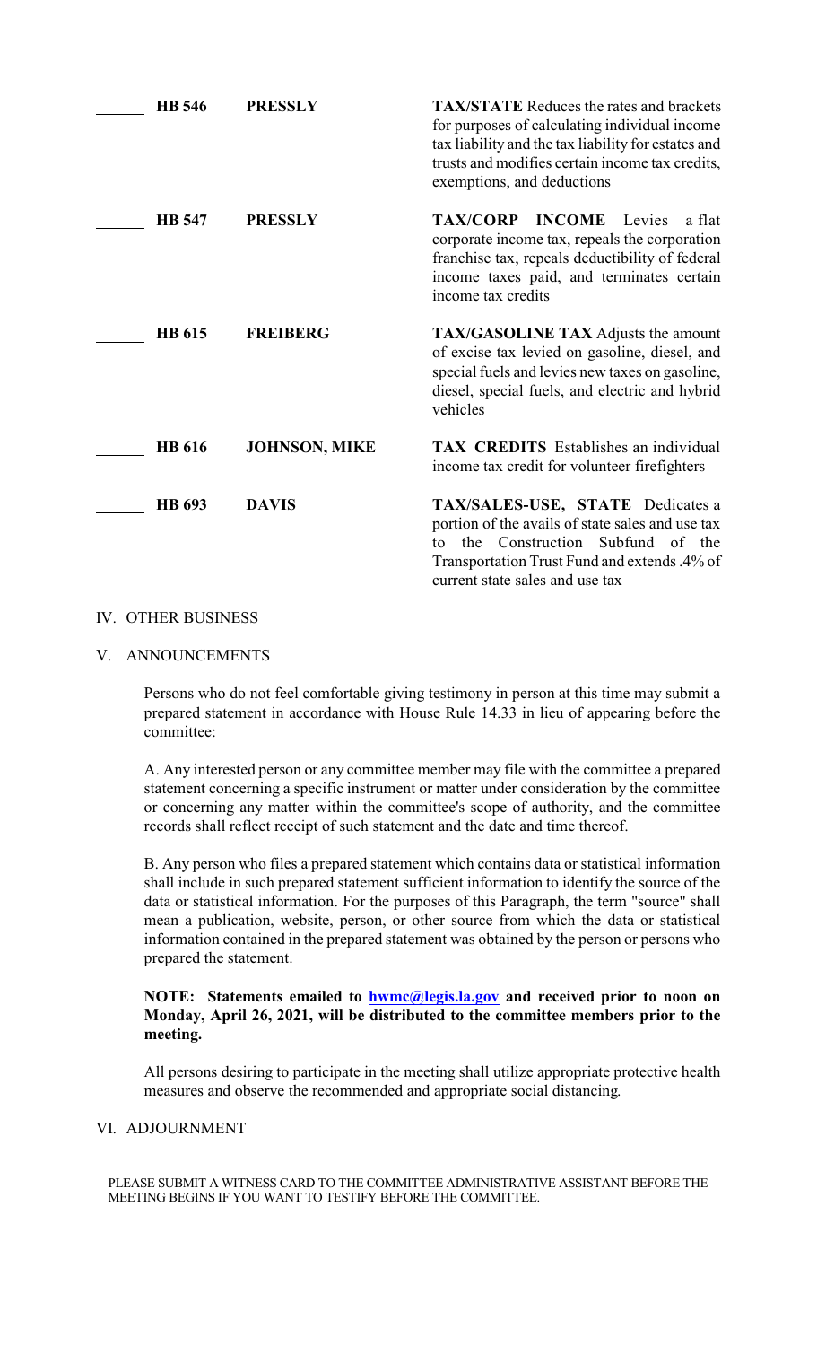| | | | |
|---|---|---|---|
| ______ | **HB 546** | **PRESSLY** | **TAX/STATE** Reduces the rates and brackets for purposes of calculating individual income tax liability and the tax liability for estates and trusts and modifies certain income tax credits, exemptions, and deductions |
| ______ | **HB 547** | **PRESSLY** | **TAX/CORP INCOME** Levies a flat corporate income tax, repeals the corporation franchise tax, repeals deductibility of federal income taxes paid, and terminates certain income tax credits |
| ______ | **HB 615** | **FREIBERG** | **TAX/GASOLINE TAX** Adjusts the amount of excise tax levied on gasoline, diesel, and special fuels and levies new taxes on gasoline, diesel, special fuels, and electric and hybrid vehicles |
| ______ | **HB 616** | **JOHNSON, MIKE** | **TAX CREDITS** Establishes an individual income tax credit for volunteer firefighters |
| ______ | **HB 693** | **DAVIS** | **TAX/SALES-USE, STATE** Dedicates a portion of the avails of state sales and use tax to the Construction Subfund of the Transportation Trust Fund and extends .4% of current state sales and use tax |

IV. OTHER BUSINESS

V. ANNOUNCEMENTS

Persons who do not feel comfortable giving testimony in person at this time may submit a prepared statement in accordance with House Rule 14.33 in lieu of appearing before the committee:

A. Any interested person or any committee member may file with the committee a prepared statement concerning a specific instrument or matter under consideration by the committee or concerning any matter within the committee's scope of authority, and the committee records shall reflect receipt of such statement and the date and time thereof.

B. Any person who files a prepared statement which contains data or statistical information shall include in such prepared statement sufficient information to identify the source of the data or statistical information. For the purposes of this Paragraph, the term "source" shall mean a publication, website, person, or other source from which the data or statistical information contained in the prepared statement was obtained by the person or persons who prepared the statement.

**NOTE: Statements emailed to hwmc@legis.la.gov and received prior to noon on Monday, April 26, 2021, will be distributed to the committee members prior to the meeting.**

All persons desiring to participate in the meeting shall utilize appropriate protective health measures and observe the recommended and appropriate social distancing.

VI. ADJOURNMENT

PLEASE SUBMIT A WITNESS CARD TO THE COMMITTEE ADMINISTRATIVE ASSISTANT BEFORE THE MEETING BEGINS IF YOU WANT TO TESTIFY BEFORE THE COMMITTEE.